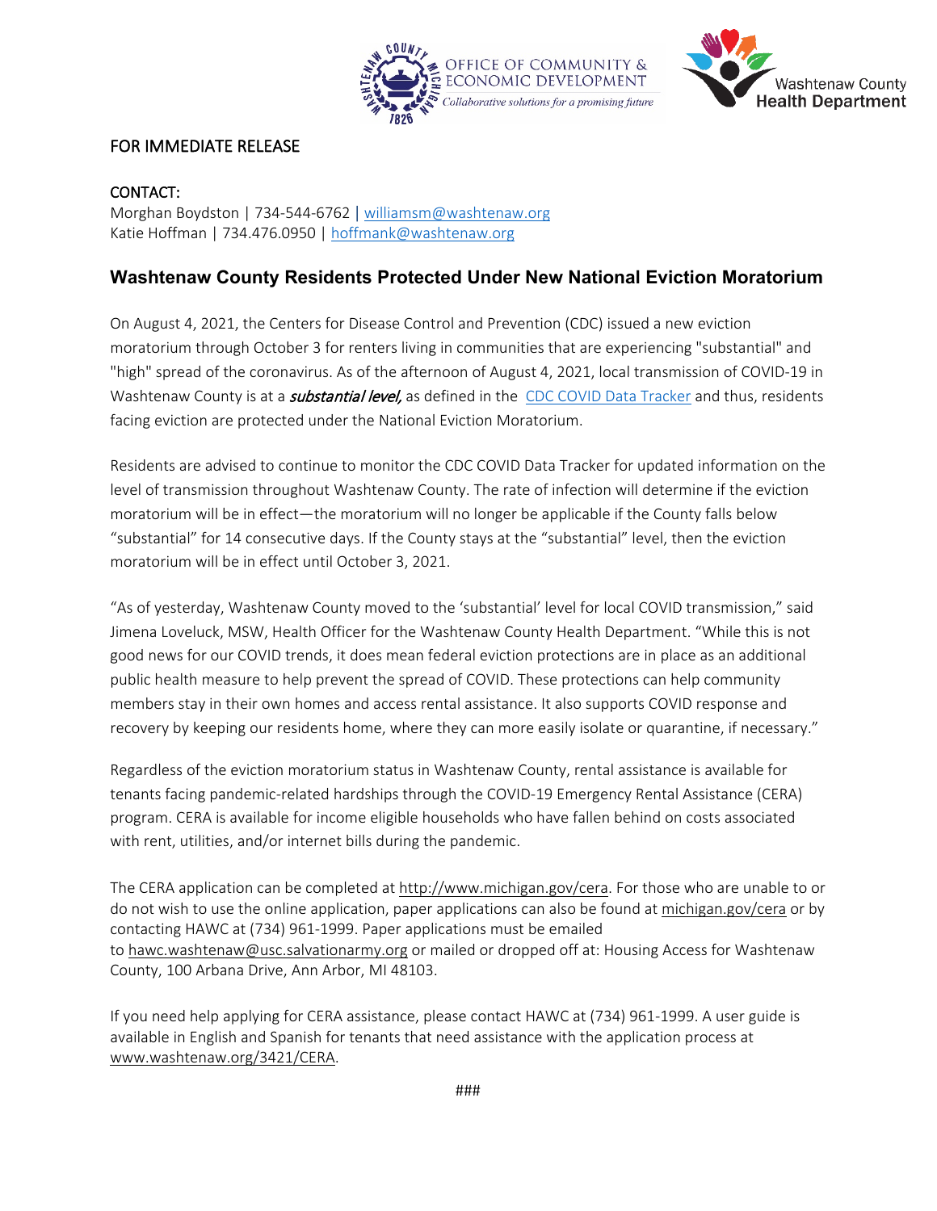FOR IMMEDIATE RELEASE

CONTACT:
Morghan Boydston | 734-544-6762 | williamsm@washtenaw.org
Katie Hoffman | 734.476.0950 | hoffmank@washtenaw.org

## Washtenaw County Residents Protected Under New National Eviction Moratorium

On August 4, 2021, the Centers for Disease Control and Prevention (CDC) issued a new eviction moratorium through October 3 for renters living in communities that are experiencing "substantial" and "high" spread of the coronavirus. As of the afternoon of August 4, 2021, local transmission of COVID-19 in Washtenaw County is at a ***substantial level,*** as defined in the CDC COVID Data Tracker and thus, residents facing eviction are protected under the National Eviction Moratorium.

Residents are advised to continue to monitor the CDC COVID Data Tracker for updated information on the level of transmission throughout Washtenaw County. The rate of infection will determine if the eviction moratorium will be in effect—the moratorium will no longer be applicable if the County falls below "substantial" for 14 consecutive days. If the County stays at the "substantial" level, then the eviction moratorium will be in effect until October 3, 2021.

"As of yesterday, Washtenaw County moved to the 'substantial' level for local COVID transmission," said Jimena Loveluck, MSW, Health Officer for the Washtenaw County Health Department. "While this is not good news for our COVID trends, it does mean federal eviction protections are in place as an additional public health measure to help prevent the spread of COVID. These protections can help community members stay in their own homes and access rental assistance. It also supports COVID response and recovery by keeping our residents home, where they can more easily isolate or quarantine, if necessary."

Regardless of the eviction moratorium status in Washtenaw County, rental assistance is available for tenants facing pandemic-related hardships through the COVID-19 Emergency Rental Assistance (CERA) program. CERA is available for income eligible households who have fallen behind on costs associated with rent, utilities, and/or internet bills during the pandemic.

The CERA application can be completed at http://www.michigan.gov/cera. For those who are unable to or do not wish to use the online application, paper applications can also be found at michigan.gov/cera or by contacting HAWC at (734) 961-1999. Paper applications must be emailed to hawc.washtenaw@usc.salvationarmy.org or mailed or dropped off at: Housing Access for Washtenaw County, 100 Arbana Drive, Ann Arbor, MI 48103.

If you need help applying for CERA assistance, please contact HAWC at (734) 961-1999. A user guide is available in English and Spanish for tenants that need assistance with the application process at www.washtenaw.org/3421/CERA.

###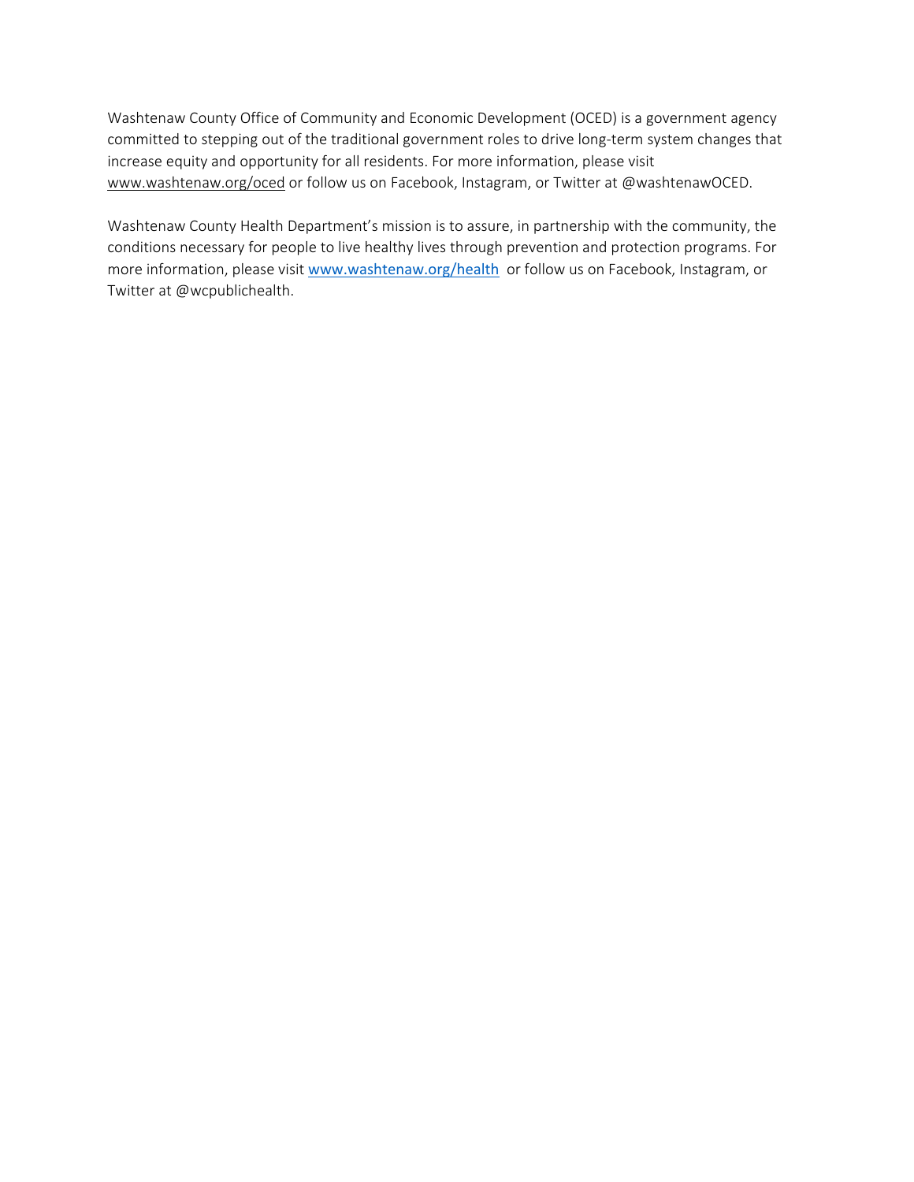Washtenaw County Office of Community and Economic Development (OCED) is a government agency committed to stepping out of the traditional government roles to drive long-term system changes that increase equity and opportunity for all residents. For more information, please visit www.washtenaw.org/oced or follow us on Facebook, Instagram, or Twitter at @washtenawOCED.

Washtenaw County Health Department's mission is to assure, in partnership with the community, the conditions necessary for people to live healthy lives through prevention and protection programs. For more information, please visit www.washtenaw.org/health or follow us on Facebook, Instagram, or Twitter at @wcpublichealth.